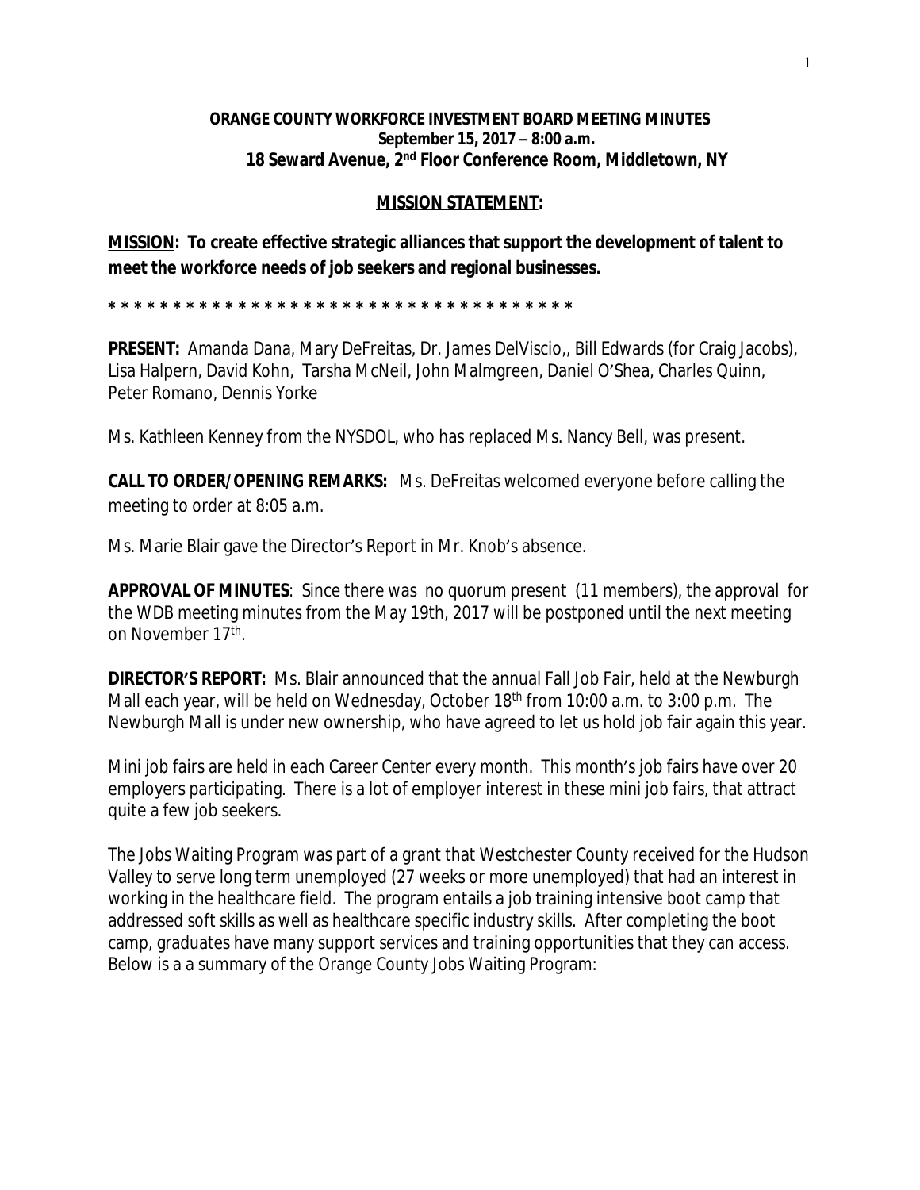**ORANGE COUNTY WORKFORCE INVESTMENT BOARD MEETING MINUTES**
**September 15, 2017 – 8:00 a.m.**
**18 Seward Avenue, 2nd Floor Conference Room, Middletown, NY**

**MISSION STATEMENT:**

**MISSION: To create effective strategic alliances that support the development of talent to meet the workforce needs of job seekers and regional businesses.**

* * * * * * * * * * * * * * * * * * * * * * * * * * * * * * * * * * * * *

**PRESENT:** Amanda Dana, Mary DeFreitas, Dr. James DelViscio,, Bill Edwards (for Craig Jacobs), Lisa Halpern, David Kohn, Tarsha McNeil, John Malmgreen, Daniel O'Shea, Charles Quinn, Peter Romano, Dennis Yorke

Ms. Kathleen Kenney from the NYSDOL, who has replaced Ms. Nancy Bell, was present.

**CALL TO ORDER/OPENING REMARKS:** Ms. DeFreitas welcomed everyone before calling the meeting to order at 8:05 a.m.

Ms. Marie Blair gave the Director's Report in Mr. Knob's absence.

**APPROVAL OF MINUTES**: Since there was no quorum present (11 members), the approval for the WDB meeting minutes from the May 19th, 2017 will be postponed until the next meeting on November 17th.

**DIRECTOR'S REPORT:** Ms. Blair announced that the annual Fall Job Fair, held at the Newburgh Mall each year, will be held on Wednesday, October 18th from 10:00 a.m. to 3:00 p.m. The Newburgh Mall is under new ownership, who have agreed to let us hold job fair again this year.

Mini job fairs are held in each Career Center every month. This month's job fairs have over 20 employers participating. There is a lot of employer interest in these mini job fairs, that attract quite a few job seekers.

The Jobs Waiting Program was part of a grant that Westchester County received for the Hudson Valley to serve long term unemployed (27 weeks or more unemployed) that had an interest in working in the healthcare field. The program entails a job training intensive boot camp that addressed soft skills as well as healthcare specific industry skills. After completing the boot camp, graduates have many support services and training opportunities that they can access. Below is a a summary of the Orange County Jobs Waiting Program: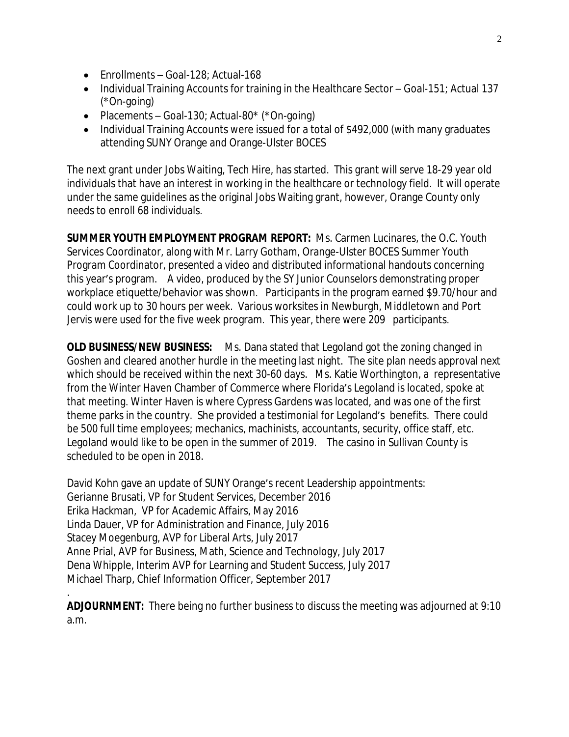- Enrollments – Goal-128; Actual-168
- Individual Training Accounts for training in the Healthcare Sector – Goal-151; Actual 137 (*On-going)
- Placements – Goal-130; Actual-80* (*On-going)
- Individual Training Accounts were issued for a total of $492,000 (with many graduates attending SUNY Orange and Orange-Ulster BOCES

The next grant under Jobs Waiting, Tech Hire, has started. This grant will serve 18-29 year old individuals that have an interest in working in the healthcare or technology field. It will operate under the same guidelines as the original Jobs Waiting grant, however, Orange County only needs to enroll 68 individuals.

**SUMMER YOUTH EMPLOYMENT PROGRAM REPORT:** Ms. Carmen Lucinares, the O.C. Youth Services Coordinator, along with Mr. Larry Gotham, Orange-Ulster BOCES Summer Youth Program Coordinator, presented a video and distributed informational handouts concerning this year's program. A video, produced by the SY Junior Counselors demonstrating proper workplace etiquette/behavior was shown. Participants in the program earned $9.70/hour and could work up to 30 hours per week. Various worksites in Newburgh, Middletown and Port Jervis were used for the five week program. This year, there were 209 participants.

**OLD BUSINESS/NEW BUSINESS:** Ms. Dana stated that Legoland got the zoning changed in Goshen and cleared another hurdle in the meeting last night. The site plan needs approval next which should be received within the next 30-60 days. Ms. Katie Worthington, a representative from the Winter Haven Chamber of Commerce where Florida's Legoland is located, spoke at that meeting. Winter Haven is where Cypress Gardens was located, and was one of the first theme parks in the country. She provided a testimonial for Legoland's benefits. There could be 500 full time employees; mechanics, machinists, accountants, security, office staff, etc. Legoland would like to be open in the summer of 2019. The casino in Sullivan County is scheduled to be open in 2018.

David Kohn gave an update of SUNY Orange's recent Leadership appointments:
Gerianne Brusati, VP for Student Services, December 2016
Erika Hackman, VP for Academic Affairs, May 2016
Linda Dauer, VP for Administration and Finance, July 2016
Stacey Moegenburg, AVP for Liberal Arts, July 2017
Anne Prial, AVP for Business, Math, Science and Technology, July 2017
Dena Whipple, Interim AVP for Learning and Student Success, July 2017
Michael Tharp, Chief Information Officer, September 2017

.
**ADJOURNMENT:** There being no further business to discuss the meeting was adjourned at 9:10 a.m.